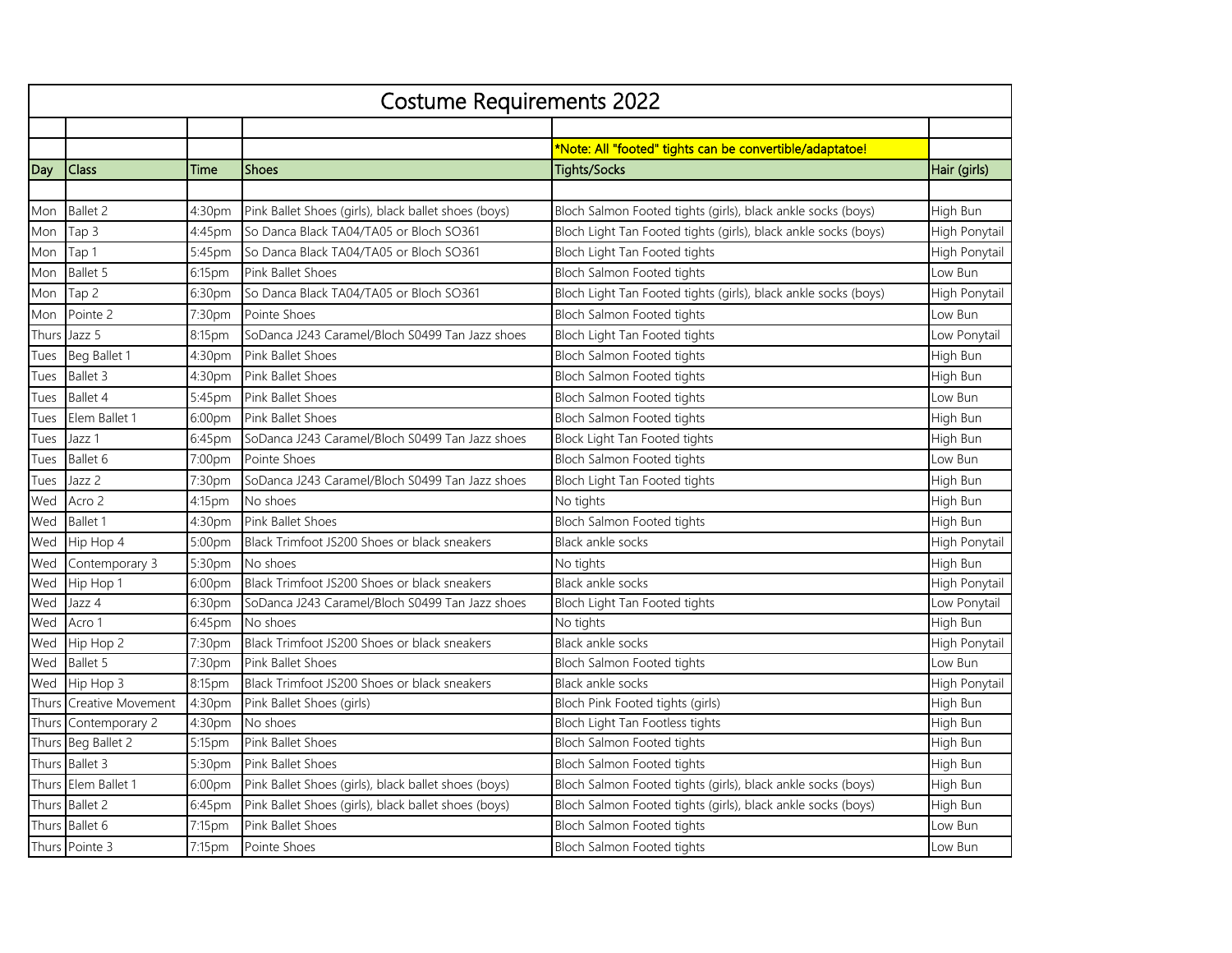# Costume Requirements 2022

| Day | Class | Time | Shoes | Tights/Socks | Hair (girls) |
|---|---|---|---|---|---|
| | | | | *Note: All "footed" tights can be convertible/adaptatoe! | |
| Mon | Ballet 2 | 4:30pm | Pink Ballet Shoes (girls), black ballet shoes (boys) | Bloch Salmon Footed tights (girls), black ankle socks (boys) | High Bun |
| Mon | Tap 3 | 4:45pm | So Danca Black TA04/TA05 or Bloch SO361 | Bloch Light Tan Footed tights (girls), black ankle socks (boys) | High Ponytail |
| Mon | Tap 1 | 5:45pm | So Danca Black TA04/TA05 or Bloch SO361 | Bloch Light Tan Footed tights | High Ponytail |
| Mon | Ballet 5 | 6:15pm | Pink Ballet Shoes | Bloch Salmon Footed tights | Low Bun |
| Mon | Tap 2 | 6:30pm | So Danca Black TA04/TA05 or Bloch SO361 | Bloch Light Tan Footed tights (girls), black ankle socks (boys) | High Ponytail |
| Mon | Pointe 2 | 7:30pm | Pointe Shoes | Bloch Salmon Footed tights | Low Bun |
| Thurs | Jazz 5 | 8:15pm | SoDanca J243 Caramel/Bloch S0499 Tan Jazz shoes | Bloch Light Tan Footed tights | Low Ponytail |
| Tues | Beg Ballet 1 | 4:30pm | Pink Ballet Shoes | Bloch Salmon Footed tights | High Bun |
| Tues | Ballet 3 | 4:30pm | Pink Ballet Shoes | Bloch Salmon Footed tights | High Bun |
| Tues | Ballet 4 | 5:45pm | Pink Ballet Shoes | Bloch Salmon Footed tights | Low Bun |
| Tues | Elem Ballet 1 | 6:00pm | Pink Ballet Shoes | Bloch Salmon Footed tights | High Bun |
| Tues | Jazz 1 | 6:45pm | SoDanca J243 Caramel/Bloch S0499 Tan Jazz shoes | Block Light Tan Footed tights | High Bun |
| Tues | Ballet 6 | 7:00pm | Pointe Shoes | Bloch Salmon Footed tights | Low Bun |
| Tues | Jazz 2 | 7:30pm | SoDanca J243 Caramel/Bloch S0499 Tan Jazz shoes | Bloch Light Tan Footed tights | High Bun |
| Wed | Acro 2 | 4:15pm | No shoes | No tights | High Bun |
| Wed | Ballet 1 | 4:30pm | Pink Ballet Shoes | Bloch Salmon Footed tights | High Bun |
| Wed | Hip Hop 4 | 5:00pm | Black Trimfoot JS200 Shoes or black sneakers | Black ankle socks | High Ponytail |
| Wed | Contemporary 3 | 5:30pm | No shoes | No tights | High Bun |
| Wed | Hip Hop 1 | 6:00pm | Black Trimfoot JS200 Shoes or black sneakers | Black ankle socks | High Ponytail |
| Wed | Jazz 4 | 6:30pm | SoDanca J243 Caramel/Bloch S0499 Tan Jazz shoes | Bloch Light Tan Footed tights | Low Ponytail |
| Wed | Acro 1 | 6:45pm | No shoes | No tights | High Bun |
| Wed | Hip Hop 2 | 7:30pm | Black Trimfoot JS200 Shoes or black sneakers | Black ankle socks | High Ponytail |
| Wed | Ballet 5 | 7:30pm | Pink Ballet Shoes | Bloch Salmon Footed tights | Low Bun |
| Wed | Hip Hop 3 | 8:15pm | Black Trimfoot JS200 Shoes or black sneakers | Black ankle socks | High Ponytail |
| Thurs | Creative Movement | 4:30pm | Pink Ballet Shoes (girls) | Bloch Pink Footed tights (girls) | High Bun |
| Thurs | Contemporary 2 | 4:30pm | No shoes | Bloch Light Tan Footless tights | High Bun |
| Thurs | Beg Ballet 2 | 5:15pm | Pink Ballet Shoes | Bloch Salmon Footed tights | High Bun |
| Thurs | Ballet 3 | 5:30pm | Pink Ballet Shoes | Bloch Salmon Footed tights | High Bun |
| Thurs | Elem Ballet 1 | 6:00pm | Pink Ballet Shoes (girls), black ballet shoes (boys) | Bloch Salmon Footed tights (girls), black ankle socks (boys) | High Bun |
| Thurs | Ballet 2 | 6:45pm | Pink Ballet Shoes (girls), black ballet shoes (boys) | Bloch Salmon Footed tights (girls), black ankle socks (boys) | High Bun |
| Thurs | Ballet 6 | 7:15pm | Pink Ballet Shoes | Bloch Salmon Footed tights | Low Bun |
| Thurs | Pointe 3 | 7:15pm | Pointe Shoes | Bloch Salmon Footed tights | Low Bun |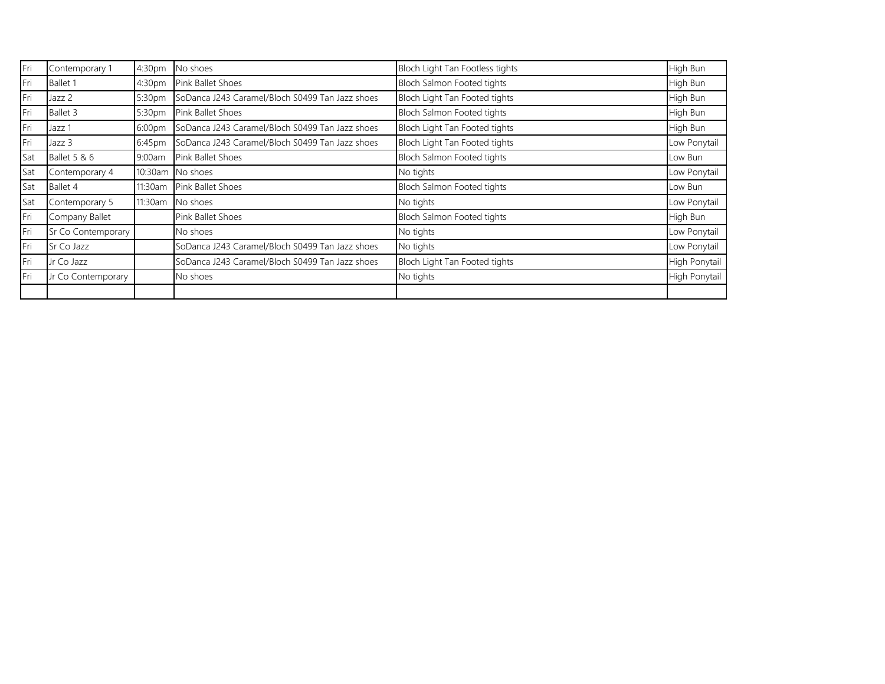| | | | | | |
|---|---|---|---|---|---|
| Fri | Contemporary 1 | 4:30pm | No shoes | Bloch Light Tan Footless tights | High Bun |
| Fri | Ballet 1 | 4:30pm | Pink Ballet Shoes | Bloch Salmon Footed tights | High Bun |
| Fri | Jazz 2 | 5:30pm | SoDanca J243 Caramel/Bloch S0499 Tan Jazz shoes | Bloch Light Tan Footed tights | High Bun |
| Fri | Ballet 3 | 5:30pm | Pink Ballet Shoes | Bloch Salmon Footed tights | High Bun |
| Fri | Jazz 1 | 6:00pm | SoDanca J243 Caramel/Bloch S0499 Tan Jazz shoes | Bloch Light Tan Footed tights | High Bun |
| Fri | Jazz 3 | 6:45pm | SoDanca J243 Caramel/Bloch S0499 Tan Jazz shoes | Bloch Light Tan Footed tights | Low Ponytail |
| Sat | Ballet 5 & 6 | 9:00am | Pink Ballet Shoes | Bloch Salmon Footed tights | Low Bun |
| Sat | Contemporary 4 | 10:30am | No shoes | No tights | Low Ponytail |
| Sat | Ballet 4 | 11:30am | Pink Ballet Shoes | Bloch Salmon Footed tights | Low Bun |
| Sat | Contemporary 5 | 11:30am | No shoes | No tights | Low Ponytail |
| Fri | Company Ballet | | Pink Ballet Shoes | Bloch Salmon Footed tights | High Bun |
| Fri | Sr Co Contemporary | | No shoes | No tights | Low Ponytail |
| Fri | Sr Co Jazz | | SoDanca J243 Caramel/Bloch S0499 Tan Jazz shoes | No tights | Low Ponytail |
| Fri | Jr Co Jazz | | SoDanca J243 Caramel/Bloch S0499 Tan Jazz shoes | Bloch Light Tan Footed tights | High Ponytail |
| Fri | Jr Co Contemporary | | No shoes | No tights | High Ponytail |
| | | | | | |